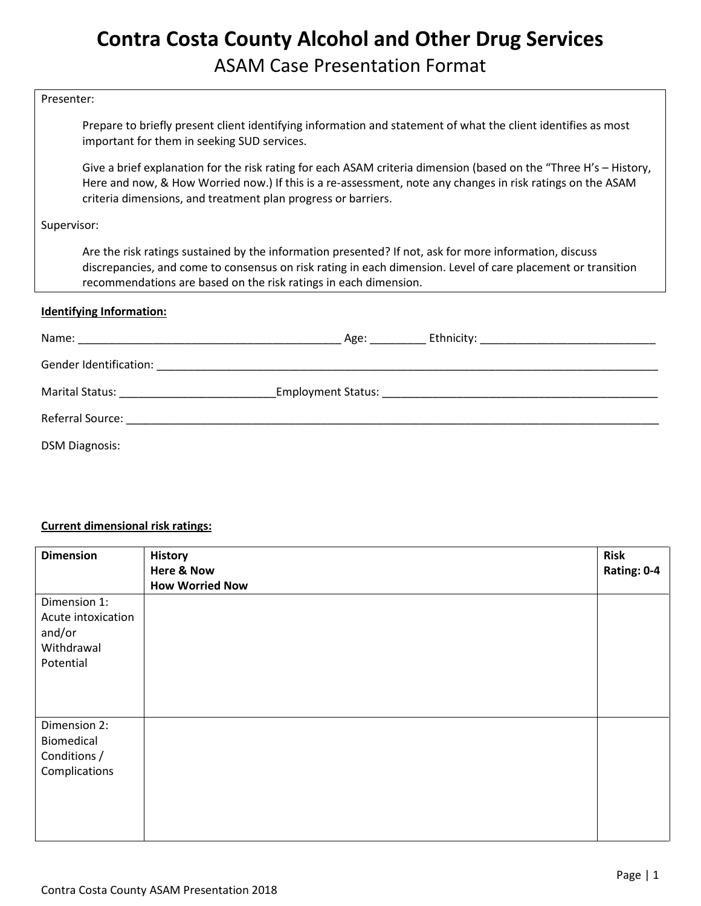# Contra Costa County Alcohol and Other Drug Services

## ASAM Case Presentation Format

Presenter:

Prepare to briefly present client identifying information and statement of what the client identifies as most important for them in seeking SUD services.

Give a brief explanation for the risk rating for each ASAM criteria dimension (based on the "Three H's – History, Here and now, & How Worried now.) If this is a re-assessment, note any changes in risk ratings on the ASAM criteria dimensions, and treatment plan progress or barriers.

Supervisor:

Are the risk ratings sustained by the information presented? If not, ask for more information, discuss discrepancies, and come to consensus on risk rating in each dimension. Level of care placement or transition recommendations are based on the risk ratings in each dimension.

**Identifying Information:**

Name: ___________________________________________ Age: _________ Ethnicity: ____________________________

Gender Identification: ____________________________________________________________________________________

Marital Status: _________________________ Employment Status: ______________________________________________

Referral Source: __________________________________________________________________________________________

DSM Diagnosis:

**Current dimensional risk ratings:**

| Dimension | History<br>Here & Now<br>How Worried Now | Risk Rating: 0-4 |
|---|---|---|
| Dimension 1: Acute intoxication and/or Withdrawal Potential | | |
| Dimension 2: Biomedical Conditions / Complications | | |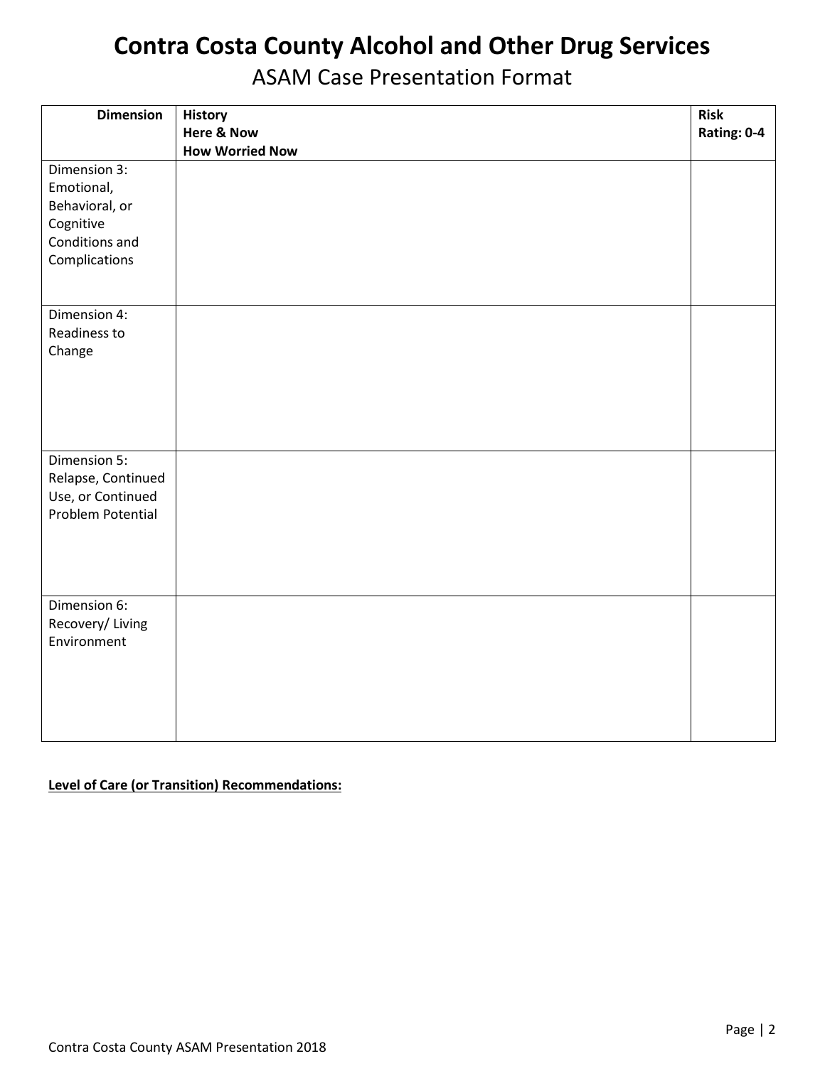# Contra Costa County Alcohol and Other Drug Services

ASAM Case Presentation Format

| Dimension | History<br>Here & Now<br>How Worried Now | Risk Rating: 0-4 |
|---|---|---|
| Dimension 3: Emotional, Behavioral, or Cognitive Conditions and Complications | | |
| Dimension 4: Readiness to Change | | |
| Dimension 5: Relapse, Continued Use, or Continued Problem Potential | | |
| Dimension 6: Recovery/ Living Environment | | |

**Level of Care (or Transition) Recommendations:**